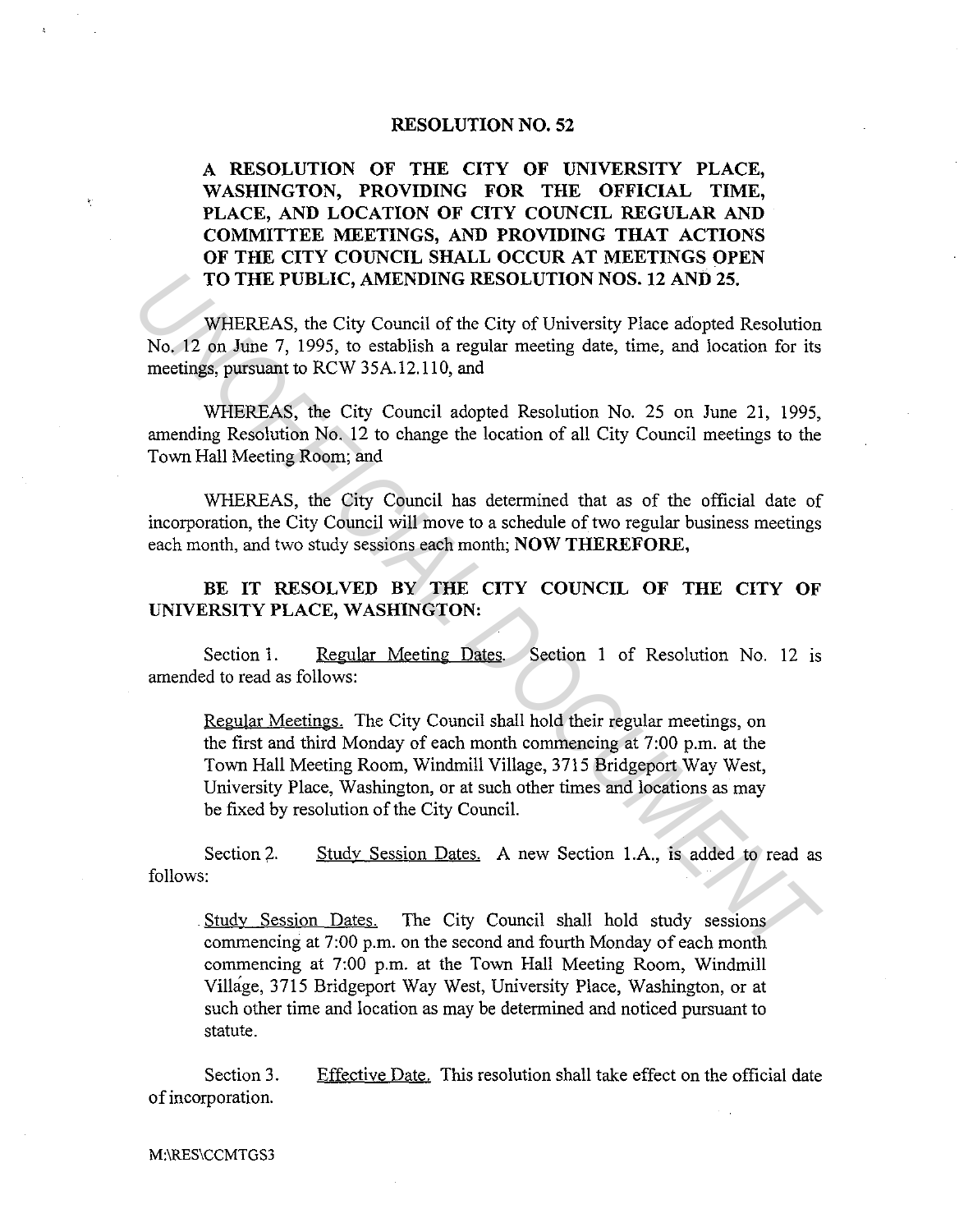**RESOLUTION NO. 52**

**A RESOLUTION OF THE CITY OF UNIVERSITY PLACE, WASHINGTON, PROVIDING FOR THE OFFICIAL TIME, PLACE, AND LOCATION OF CITY COUNCIL REGULAR AND COMMITTEE MEETINGS, AND PROVIDING THAT ACTIONS OF THE CITY COUNCIL SHALL OCCUR AT MEETINGS OPEN TO THE PUBLIC, AMENDING RESOLUTION NOS. 12 AND 25.**

WHEREAS, the City Council of the City of University Place adopted Resolution No. 12 on June 7, 1995, to establish a regular meeting date, time, and location for its meetings, pursuant to RCW 35A.12.110, and

WHEREAS, the City Council adopted Resolution No. 25 on June 21, 1995, amending Resolution No. 12 to change the location of all City Council meetings to the Town Hall Meeting Room; and

WHEREAS, the City Council has determined that as of the official date of incorporation, the City Council will move to a schedule of two regular business meetings each month, and two study sessions each month; **NOW THEREFORE,**

**BE IT RESOLVED BY THE CITY COUNCIL OF THE CITY OF UNIVERSITY PLACE, WASHINGTON:**

Section 1. Regular Meeting Dates. Section 1 of Resolution No. 12 is amended to read as follows:

> Regular Meetings. The City Council shall hold their regular meetings, on the first and third Monday of each month commencing at 7:00 p.m. at the Town Hall Meeting Room, Windmill Village, 3715 Bridgeport Way West, University Place, Washington, or at such other times and locations as may be fixed by resolution of the City Council.

Section 2. Study Session Dates. A new Section 1.A., is added to read as follows:

> Study Session Dates. The City Council shall hold study sessions commencing at 7:00 p.m. on the second and fourth Monday of each month commencing at 7:00 p.m. at the Town Hall Meeting Room, Windmill Village, 3715 Bridgeport Way West, University Place, Washington, or at such other time and location as may be determined and noticed pursuant to statute.

Section 3. Effective Date. This resolution shall take effect on the official date of incorporation.

M:\RES\CCMTGS3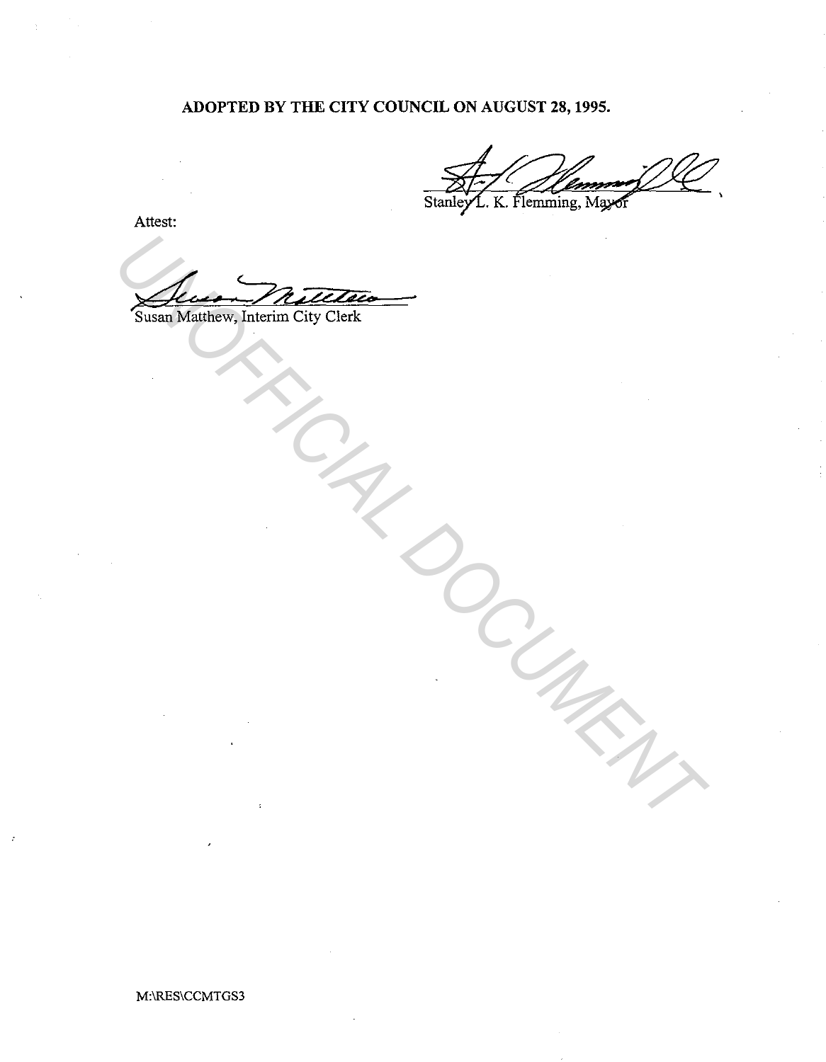**ADOPTED BY THE CITY COUNCIL ON AUGUST 28, 1995.**

Stanley L. K. Flemming, Mayor

Attest:

Susan Matthew, Interim City Clerk

M:\RES\CCMTGS3